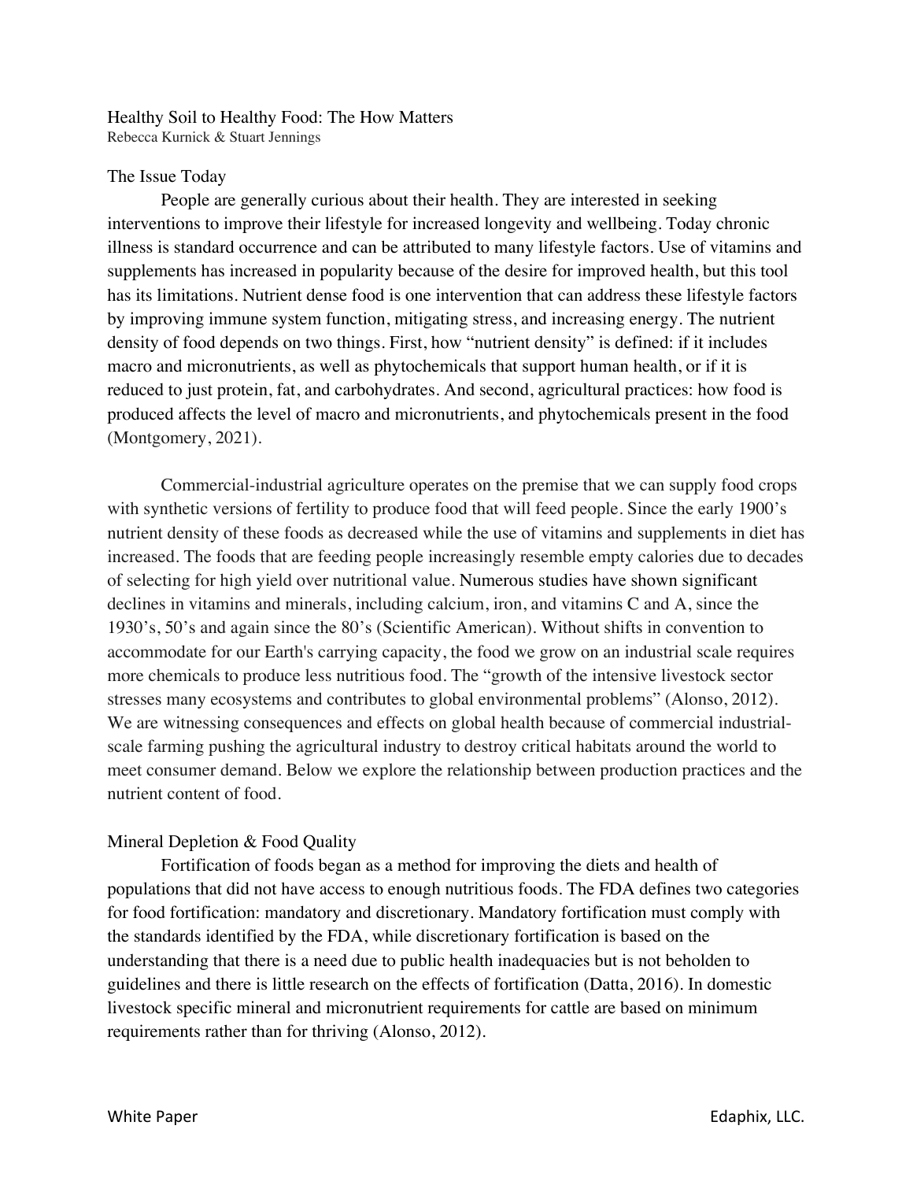# Healthy Soil to Healthy Food: The How Matters

Rebecca Kurnick & Stuart Jennings

## The Issue Today

People are generally curious about their health. They are interested in seeking interventions to improve their lifestyle for increased longevity and wellbeing. Today chronic illness is standard occurrence and can be attributed to many lifestyle factors. Use of vitamins and supplements has increased in popularity because of the desire for improved health, but this tool has its limitations. Nutrient dense food is one intervention that can address these lifestyle factors by improving immune system function, mitigating stress, and increasing energy. The nutrient density of food depends on two things. First, how "nutrient density" is defined: if it includes macro and micronutrients, as well as phytochemicals that support human health, or if it is reduced to just protein, fat, and carbohydrates. And second, agricultural practices: how food is produced affects the level of macro and micronutrients, and phytochemicals present in the food (Montgomery, 2021).

Commercial-industrial agriculture operates on the premise that we can supply food crops with synthetic versions of fertility to produce food that will feed people. Since the early 1900's nutrient density of these foods as decreased while the use of vitamins and supplements in diet has increased. The foods that are feeding people increasingly resemble empty calories due to decades of selecting for high yield over nutritional value. Numerous studies have shown significant declines in vitamins and minerals, including calcium, iron, and vitamins C and A, since the 1930's, 50's and again since the 80's (Scientific American). Without shifts in convention to accommodate for our Earth's carrying capacity, the food we grow on an industrial scale requires more chemicals to produce less nutritious food. The "growth of the intensive livestock sector stresses many ecosystems and contributes to global environmental problems" (Alonso, 2012). We are witnessing consequences and effects on global health because of commercial industrial-scale farming pushing the agricultural industry to destroy critical habitats around the world to meet consumer demand. Below we explore the relationship between production practices and the nutrient content of food.

## Mineral Depletion & Food Quality

Fortification of foods began as a method for improving the diets and health of populations that did not have access to enough nutritious foods. The FDA defines two categories for food fortification: mandatory and discretionary. Mandatory fortification must comply with the standards identified by the FDA, while discretionary fortification is based on the understanding that there is a need due to public health inadequacies but is not beholden to guidelines and there is little research on the effects of fortification (Datta, 2016). In domestic livestock specific mineral and micronutrient requirements for cattle are based on minimum requirements rather than for thriving (Alonso, 2012).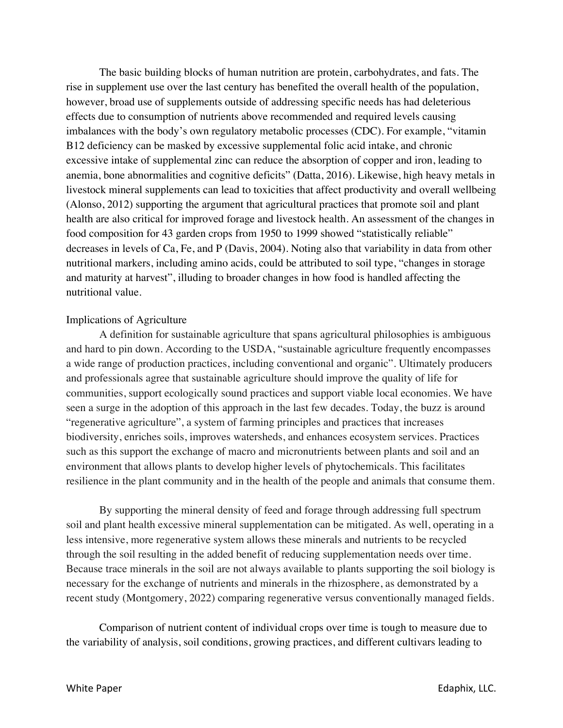The basic building blocks of human nutrition are protein, carbohydrates, and fats. The rise in supplement use over the last century has benefited the overall health of the population, however, broad use of supplements outside of addressing specific needs has had deleterious effects due to consumption of nutrients above recommended and required levels causing imbalances with the body's own regulatory metabolic processes (CDC). For example, "vitamin B12 deficiency can be masked by excessive supplemental folic acid intake, and chronic excessive intake of supplemental zinc can reduce the absorption of copper and iron, leading to anemia, bone abnormalities and cognitive deficits" (Datta, 2016). Likewise, high heavy metals in livestock mineral supplements can lead to toxicities that affect productivity and overall wellbeing (Alonso, 2012) supporting the argument that agricultural practices that promote soil and plant health are also critical for improved forage and livestock health. An assessment of the changes in food composition for 43 garden crops from 1950 to 1999 showed "statistically reliable" decreases in levels of Ca, Fe, and P (Davis, 2004). Noting also that variability in data from other nutritional markers, including amino acids, could be attributed to soil type, "changes in storage and maturity at harvest", illuding to broader changes in how food is handled affecting the nutritional value.

## Implications of Agriculture

A definition for sustainable agriculture that spans agricultural philosophies is ambiguous and hard to pin down. According to the USDA, "sustainable agriculture frequently encompasses a wide range of production practices, including conventional and organic". Ultimately producers and professionals agree that sustainable agriculture should improve the quality of life for communities, support ecologically sound practices and support viable local economies. We have seen a surge in the adoption of this approach in the last few decades. Today, the buzz is around "regenerative agriculture", a system of farming principles and practices that increases biodiversity, enriches soils, improves watersheds, and enhances ecosystem services. Practices such as this support the exchange of macro and micronutrients between plants and soil and an environment that allows plants to develop higher levels of phytochemicals. This facilitates resilience in the plant community and in the health of the people and animals that consume them.

By supporting the mineral density of feed and forage through addressing full spectrum soil and plant health excessive mineral supplementation can be mitigated. As well, operating in a less intensive, more regenerative system allows these minerals and nutrients to be recycled through the soil resulting in the added benefit of reducing supplementation needs over time. Because trace minerals in the soil are not always available to plants supporting the soil biology is necessary for the exchange of nutrients and minerals in the rhizosphere, as demonstrated by a recent study (Montgomery, 2022) comparing regenerative versus conventionally managed fields.

Comparison of nutrient content of individual crops over time is tough to measure due to the variability of analysis, soil conditions, growing practices, and different cultivars leading to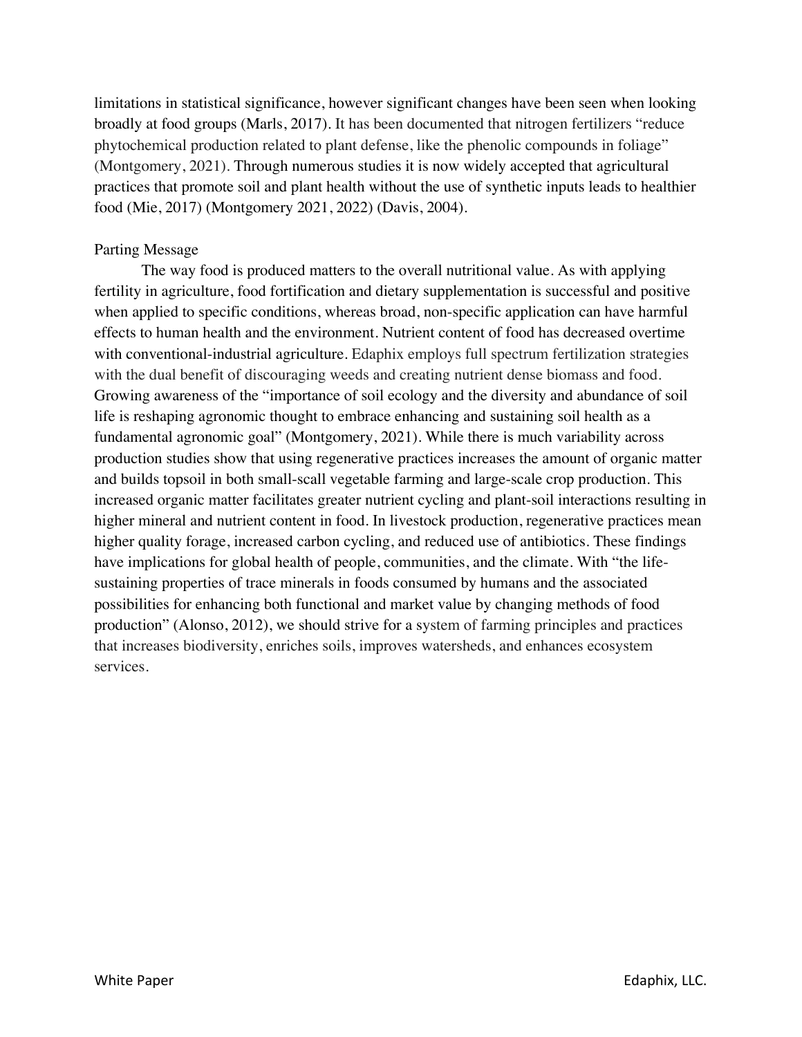limitations in statistical significance, however significant changes have been seen when looking broadly at food groups (Marls, 2017). It has been documented that nitrogen fertilizers "reduce phytochemical production related to plant defense, like the phenolic compounds in foliage" (Montgomery, 2021). Through numerous studies it is now widely accepted that agricultural practices that promote soil and plant health without the use of synthetic inputs leads to healthier food (Mie, 2017) (Montgomery 2021, 2022) (Davis, 2004).

## Parting Message

The way food is produced matters to the overall nutritional value. As with applying fertility in agriculture, food fortification and dietary supplementation is successful and positive when applied to specific conditions, whereas broad, non-specific application can have harmful effects to human health and the environment. Nutrient content of food has decreased overtime with conventional-industrial agriculture. Edaphix employs full spectrum fertilization strategies with the dual benefit of discouraging weeds and creating nutrient dense biomass and food. Growing awareness of the "importance of soil ecology and the diversity and abundance of soil life is reshaping agronomic thought to embrace enhancing and sustaining soil health as a fundamental agronomic goal" (Montgomery, 2021). While there is much variability across production studies show that using regenerative practices increases the amount of organic matter and builds topsoil in both small-scall vegetable farming and large-scale crop production. This increased organic matter facilitates greater nutrient cycling and plant-soil interactions resulting in higher mineral and nutrient content in food. In livestock production, regenerative practices mean higher quality forage, increased carbon cycling, and reduced use of antibiotics. These findings have implications for global health of people, communities, and the climate. With "the life-sustaining properties of trace minerals in foods consumed by humans and the associated possibilities for enhancing both functional and market value by changing methods of food production" (Alonso, 2012), we should strive for a system of farming principles and practices that increases biodiversity, enriches soils, improves watersheds, and enhances ecosystem services.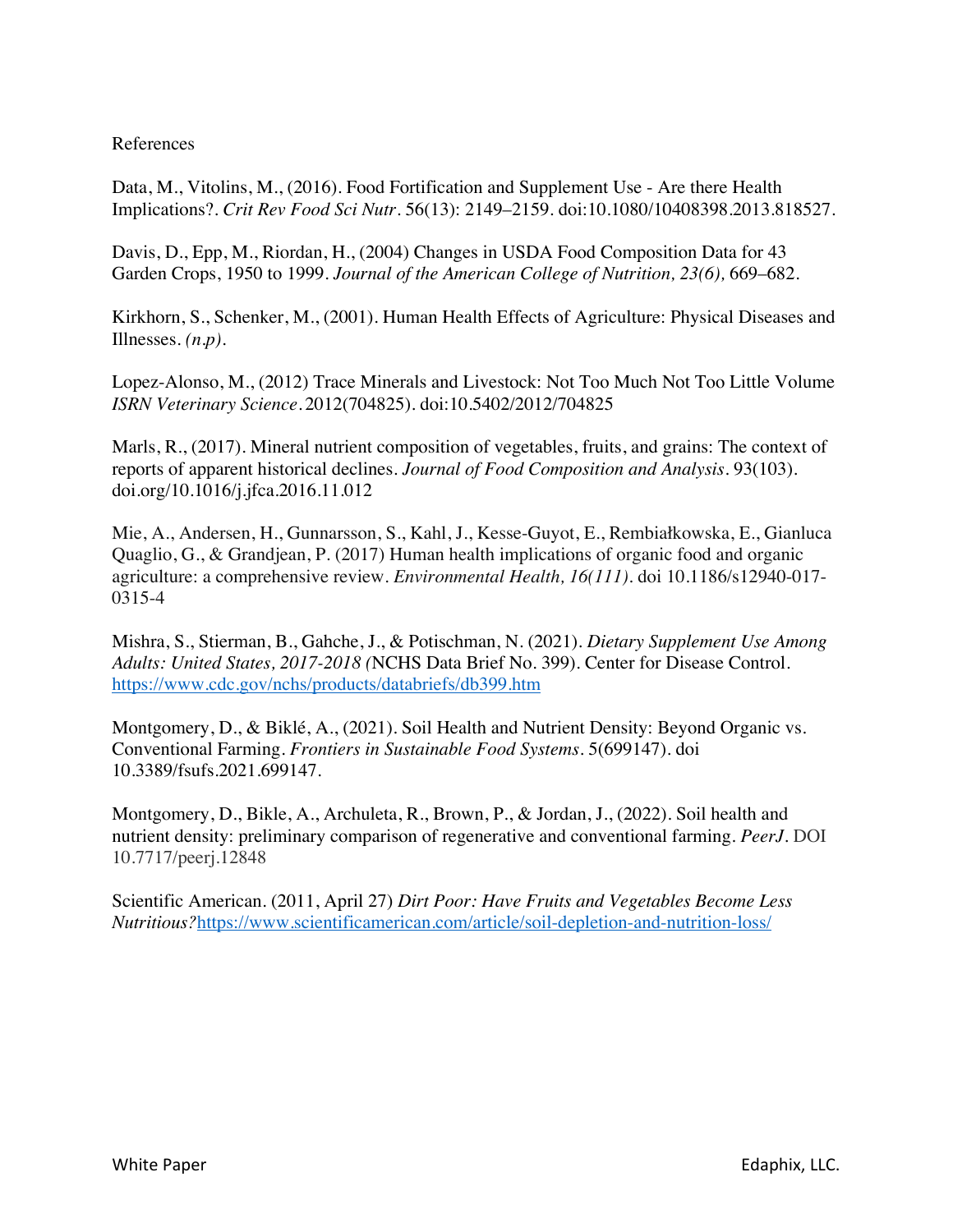References

Data, M., Vitolins, M., (2016). Food Fortification and Supplement Use - Are there Health Implications?. *Crit Rev Food Sci Nutr*. 56(13): 2149–2159. doi:10.1080/10408398.2013.818527.

Davis, D., Epp, M., Riordan, H., (2004) Changes in USDA Food Composition Data for 43 Garden Crops, 1950 to 1999. *Journal of the American College of Nutrition, 23(6),* 669–682.

Kirkhorn, S., Schenker, M., (2001). Human Health Effects of Agriculture: Physical Diseases and Illnesses. *(n.p).*

Lopez-Alonso, M., (2012) Trace Minerals and Livestock: Not Too Much Not Too Little Volume *ISRN Veterinary Science*. 2012(704825). doi:10.5402/2012/704825

Marls, R., (2017). Mineral nutrient composition of vegetables, fruits, and grains: The context of reports of apparent historical declines. *Journal of Food Composition and Analysis*. 93(103). doi.org/10.1016/j.jfca.2016.11.012

Mie, A., Andersen, H., Gunnarsson, S., Kahl, J., Kesse-Guyot, E., Rembiałkowska, E., Gianluca Quaglio, G., & Grandjean, P. (2017) Human health implications of organic food and organic agriculture: a comprehensive review. *Environmental Health, 16(111)*. doi 10.1186/s12940-017-0315-4

Mishra, S., Stierman, B., Gahche, J., & Potischman, N. (2021). *Dietary Supplement Use Among Adults: United States, 2017-2018 (*NCHS Data Brief No. 399). Center for Disease Control. https://www.cdc.gov/nchs/products/databriefs/db399.htm

Montgomery, D., & Biklé, A., (2021). Soil Health and Nutrient Density: Beyond Organic vs. Conventional Farming. *Frontiers in Sustainable Food Systems*. 5(699147). doi 10.3389/fsufs.2021.699147.

Montgomery, D., Bikle, A., Archuleta, R., Brown, P., & Jordan, J., (2022). Soil health and nutrient density: preliminary comparison of regenerative and conventional farming. *PeerJ*. DOI 10.7717/peerj.12848

Scientific American. (2011, April 27) *Dirt Poor: Have Fruits and Vegetables Become Less Nutritious?*https://www.scientificamerican.com/article/soil-depletion-and-nutrition-loss/